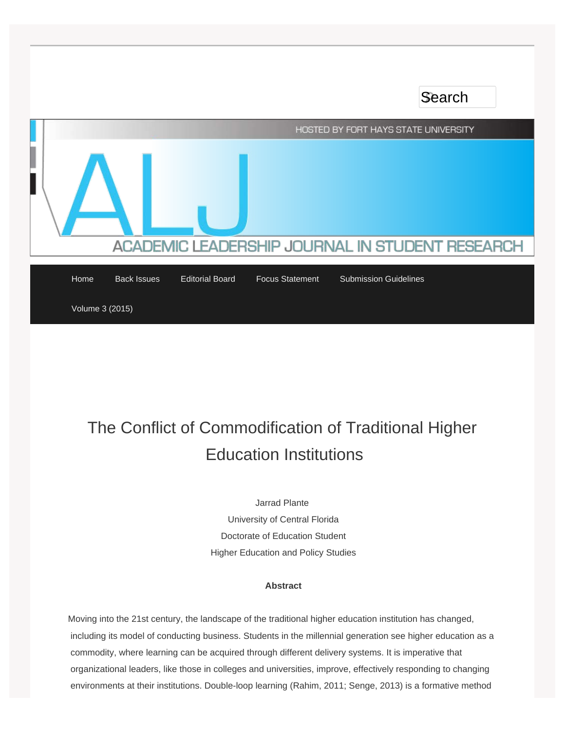HOSTED BY FORT HAYS STATE UNIVERSITY

ALJ

ACADEMIC LEADERSHIP JOURNAL IN STUDENT RESEARCH

Home | Back Issues | Editorial Board | Focus Statement | Submission Guidelines | Volume 3 (2015)

# The Conflict of Commodification of Traditional Higher Education Institutions

Jarrad Plante
University of Central Florida
Doctorate of Education Student
Higher Education and Policy Studies

**Abstract**

Moving into the 21st century, the landscape of the traditional higher education institution has changed, including its model of conducting business. Students in the millennial generation see higher education as a commodity, where learning can be acquired through different delivery systems. It is imperative that organizational leaders, like those in colleges and universities, improve, effectively responding to changing environments at their institutions. Double-loop learning (Rahim, 2011; Senge, 2013) is a formative method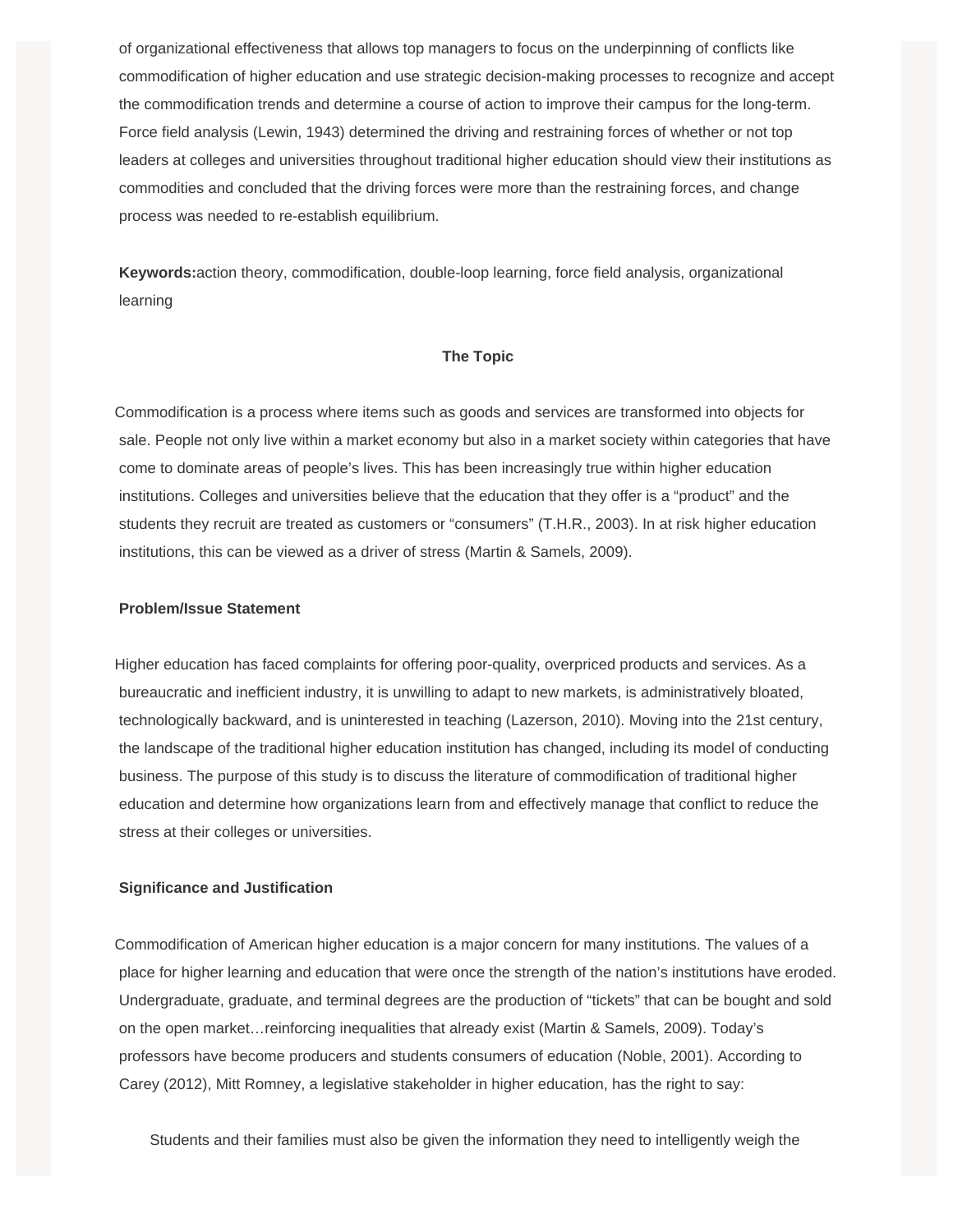of organizational effectiveness that allows top managers to focus on the underpinning of conflicts like commodification of higher education and use strategic decision-making processes to recognize and accept the commodification trends and determine a course of action to improve their campus for the long-term. Force field analysis (Lewin, 1943) determined the driving and restraining forces of whether or not top leaders at colleges and universities throughout traditional higher education should view their institutions as commodities and concluded that the driving forces were more than the restraining forces, and change process was needed to re-establish equilibrium.

**Keywords:**action theory, commodification, double-loop learning, force field analysis, organizational learning

## The Topic

Commodification is a process where items such as goods and services are transformed into objects for sale. People not only live within a market economy but also in a market society within categories that have come to dominate areas of people's lives. This has been increasingly true within higher education institutions. Colleges and universities believe that the education that they offer is a "product" and the students they recruit are treated as customers or "consumers" (T.H.R., 2003). In at risk higher education institutions, this can be viewed as a driver of stress (Martin & Samels, 2009).

### Problem/Issue Statement

Higher education has faced complaints for offering poor-quality, overpriced products and services. As a bureaucratic and inefficient industry, it is unwilling to adapt to new markets, is administratively bloated, technologically backward, and is uninterested in teaching (Lazerson, 2010). Moving into the 21st century, the landscape of the traditional higher education institution has changed, including its model of conducting business. The purpose of this study is to discuss the literature of commodification of traditional higher education and determine how organizations learn from and effectively manage that conflict to reduce the stress at their colleges or universities.

### Significance and Justification

Commodification of American higher education is a major concern for many institutions. The values of a place for higher learning and education that were once the strength of the nation's institutions have eroded. Undergraduate, graduate, and terminal degrees are the production of "tickets" that can be bought and sold on the open market…reinforcing inequalities that already exist (Martin & Samels, 2009). Today's professors have become producers and students consumers of education (Noble, 2001). According to Carey (2012), Mitt Romney, a legislative stakeholder in higher education, has the right to say:

> Students and their families must also be given the information they need to intelligently weigh the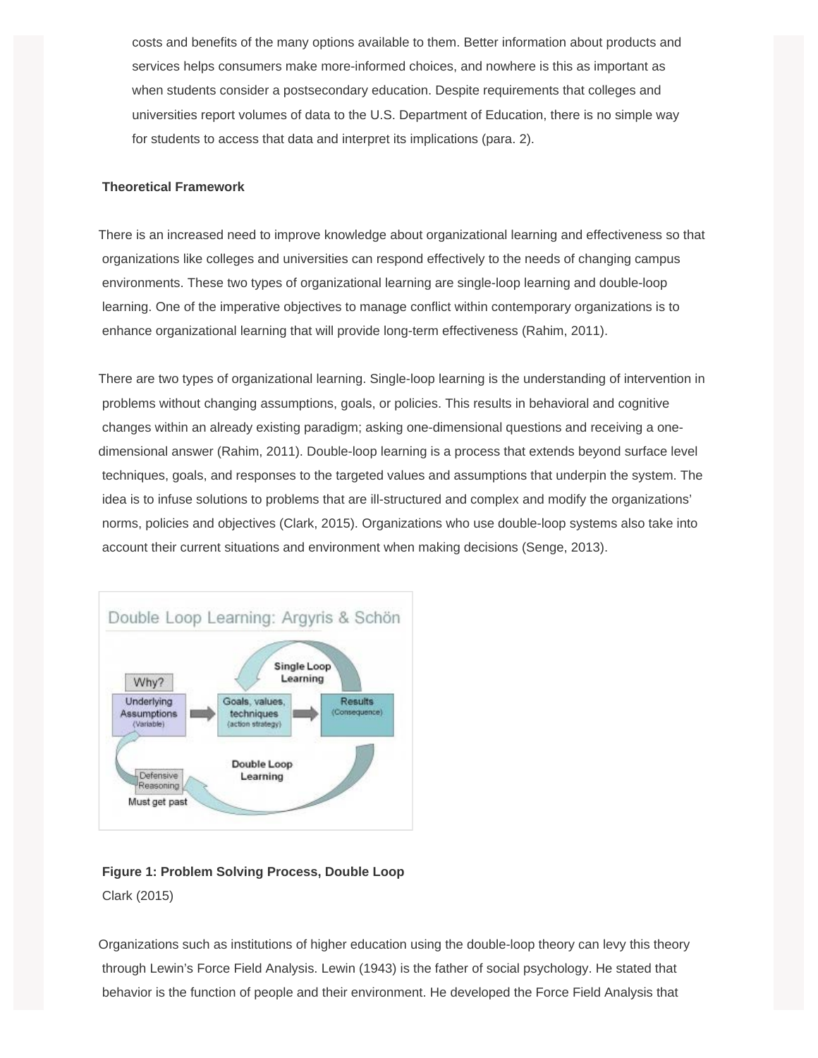> costs and benefits of the many options available to them. Better information about products and services helps consumers make more-informed choices, and nowhere is this as important as when students consider a postsecondary education. Despite requirements that colleges and universities report volumes of data to the U.S. Department of Education, there is no simple way for students to access that data and interpret its implications (para. 2).

**Theoretical Framework**

There is an increased need to improve knowledge about organizational learning and effectiveness so that organizations like colleges and universities can respond effectively to the needs of changing campus environments. These two types of organizational learning are single-loop learning and double-loop learning. One of the imperative objectives to manage conflict within contemporary organizations is to enhance organizational learning that will provide long-term effectiveness (Rahim, 2011).

There are two types of organizational learning. Single-loop learning is the understanding of intervention in problems without changing assumptions, goals, or policies. This results in behavioral and cognitive changes within an already existing paradigm; asking one-dimensional questions and receiving a one-dimensional answer (Rahim, 2011). Double-loop learning is a process that extends beyond surface level techniques, goals, and responses to the targeted values and assumptions that underpin the system. The idea is to infuse solutions to problems that are ill-structured and complex and modify the organizations' norms, policies and objectives (Clark, 2015). Organizations who use double-loop systems also take into account their current situations and environment when making decisions (Senge, 2013).

**Figure 1: Problem Solving Process, Double Loop**
Clark (2015)

Organizations such as institutions of higher education using the double-loop theory can levy this theory through Lewin's Force Field Analysis. Lewin (1943) is the father of social psychology. He stated that behavior is the function of people and their environment. He developed the Force Field Analysis that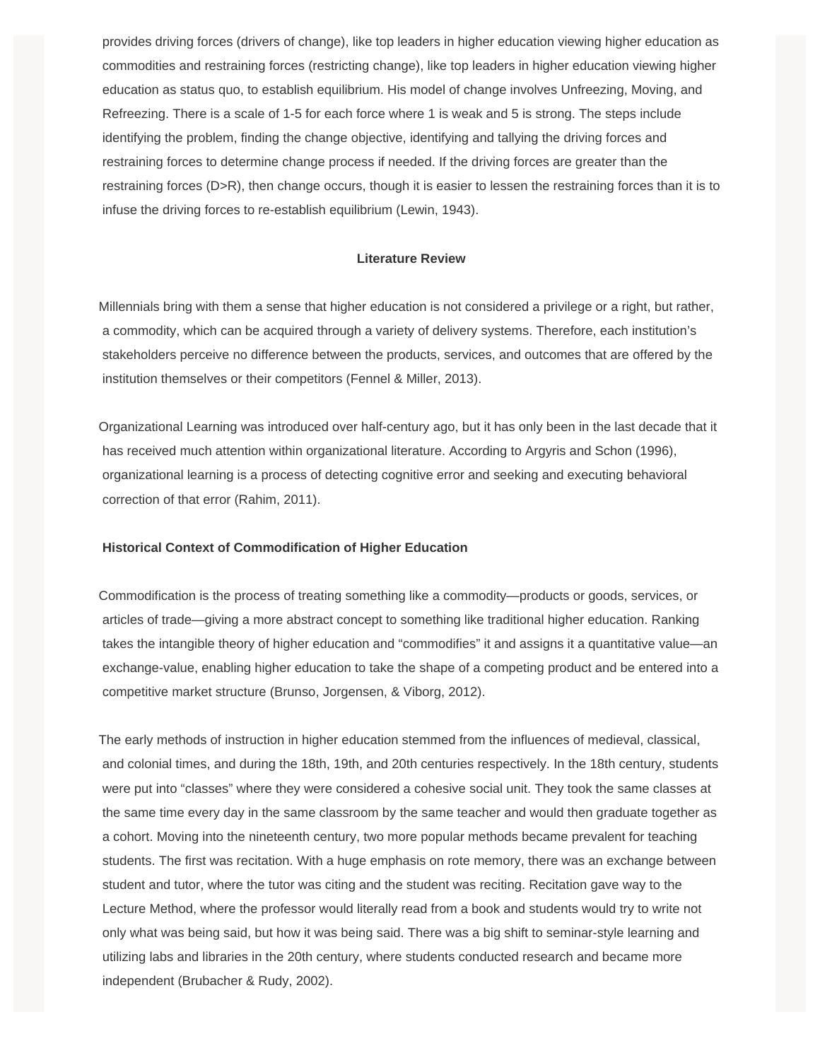provides driving forces (drivers of change), like top leaders in higher education viewing higher education as commodities and restraining forces (restricting change), like top leaders in higher education viewing higher education as status quo, to establish equilibrium. His model of change involves Unfreezing, Moving, and Refreezing. There is a scale of 1-5 for each force where 1 is weak and 5 is strong. The steps include identifying the problem, finding the change objective, identifying and tallying the driving forces and restraining forces to determine change process if needed. If the driving forces are greater than the restraining forces (D>R), then change occurs, though it is easier to lessen the restraining forces than it is to infuse the driving forces to re-establish equilibrium (Lewin, 1943).

## Literature Review

Millennials bring with them a sense that higher education is not considered a privilege or a right, but rather, a commodity, which can be acquired through a variety of delivery systems. Therefore, each institution's stakeholders perceive no difference between the products, services, and outcomes that are offered by the institution themselves or their competitors (Fennel & Miller, 2013).

Organizational Learning was introduced over half-century ago, but it has only been in the last decade that it has received much attention within organizational literature. According to Argyris and Schon (1996), organizational learning is a process of detecting cognitive error and seeking and executing behavioral correction of that error (Rahim, 2011).

### Historical Context of Commodification of Higher Education

Commodification is the process of treating something like a commodity—products or goods, services, or articles of trade—giving a more abstract concept to something like traditional higher education. Ranking takes the intangible theory of higher education and "commodifies" it and assigns it a quantitative value—an exchange-value, enabling higher education to take the shape of a competing product and be entered into a competitive market structure (Brunso, Jorgensen, & Viborg, 2012).

The early methods of instruction in higher education stemmed from the influences of medieval, classical, and colonial times, and during the 18th, 19th, and 20th centuries respectively. In the 18th century, students were put into "classes" where they were considered a cohesive social unit. They took the same classes at the same time every day in the same classroom by the same teacher and would then graduate together as a cohort. Moving into the nineteenth century, two more popular methods became prevalent for teaching students. The first was recitation. With a huge emphasis on rote memory, there was an exchange between student and tutor, where the tutor was citing and the student was reciting. Recitation gave way to the Lecture Method, where the professor would literally read from a book and students would try to write not only what was being said, but how it was being said. There was a big shift to seminar-style learning and utilizing labs and libraries in the 20th century, where students conducted research and became more independent (Brubacher & Rudy, 2002).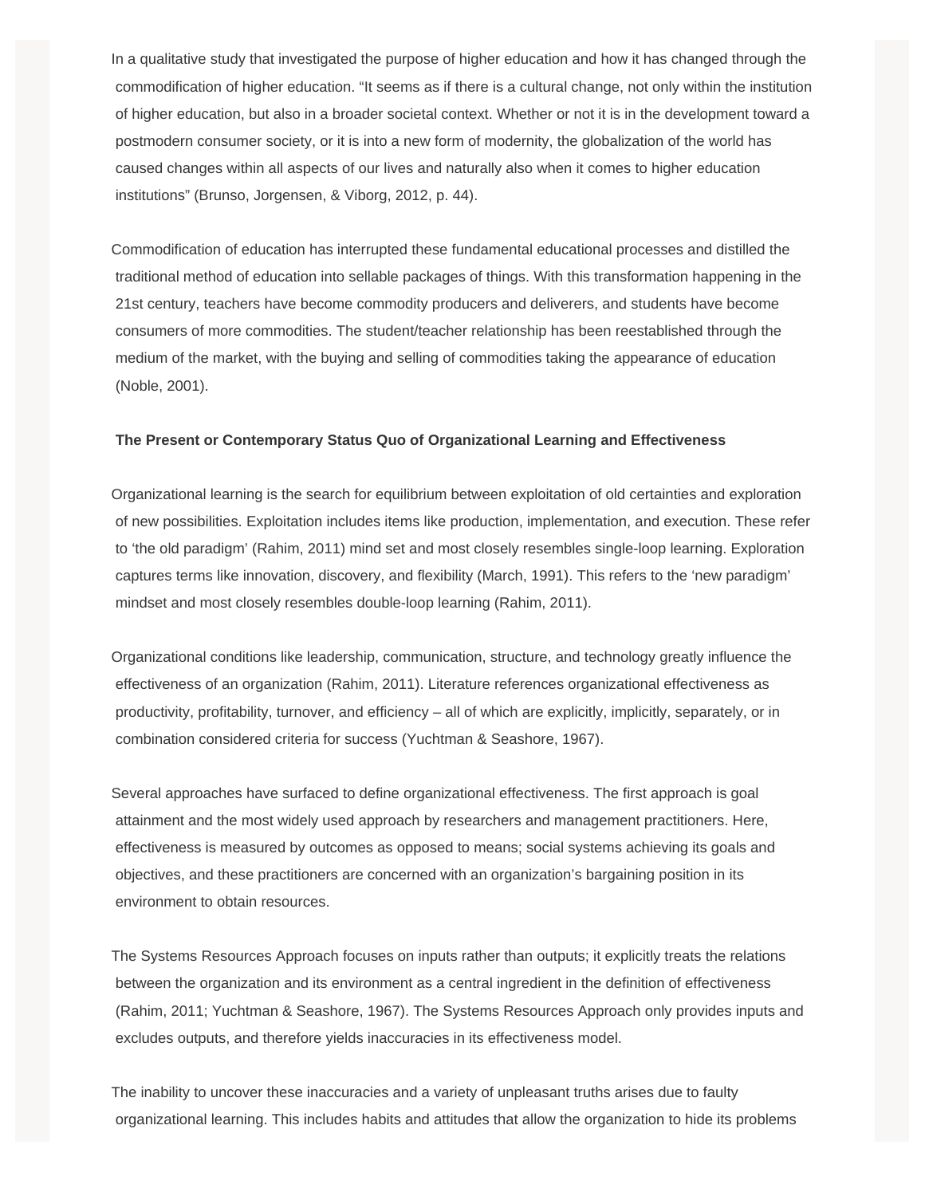In a qualitative study that investigated the purpose of higher education and how it has changed through the commodification of higher education. "It seems as if there is a cultural change, not only within the institution of higher education, but also in a broader societal context. Whether or not it is in the development toward a postmodern consumer society, or it is into a new form of modernity, the globalization of the world has caused changes within all aspects of our lives and naturally also when it comes to higher education institutions" (Brunso, Jorgensen, & Viborg, 2012, p. 44).

Commodification of education has interrupted these fundamental educational processes and distilled the traditional method of education into sellable packages of things. With this transformation happening in the 21st century, teachers have become commodity producers and deliverers, and students have become consumers of more commodities. The student/teacher relationship has been reestablished through the medium of the market, with the buying and selling of commodities taking the appearance of education (Noble, 2001).

**The Present or Contemporary Status Quo of Organizational Learning and Effectiveness**

Organizational learning is the search for equilibrium between exploitation of old certainties and exploration of new possibilities. Exploitation includes items like production, implementation, and execution. These refer to 'the old paradigm' (Rahim, 2011) mind set and most closely resembles single-loop learning. Exploration captures terms like innovation, discovery, and flexibility (March, 1991). This refers to the 'new paradigm' mindset and most closely resembles double-loop learning (Rahim, 2011).

Organizational conditions like leadership, communication, structure, and technology greatly influence the effectiveness of an organization (Rahim, 2011). Literature references organizational effectiveness as productivity, profitability, turnover, and efficiency – all of which are explicitly, implicitly, separately, or in combination considered criteria for success (Yuchtman & Seashore, 1967).

Several approaches have surfaced to define organizational effectiveness. The first approach is goal attainment and the most widely used approach by researchers and management practitioners. Here, effectiveness is measured by outcomes as opposed to means; social systems achieving its goals and objectives, and these practitioners are concerned with an organization's bargaining position in its environment to obtain resources.

The Systems Resources Approach focuses on inputs rather than outputs; it explicitly treats the relations between the organization and its environment as a central ingredient in the definition of effectiveness (Rahim, 2011; Yuchtman & Seashore, 1967). The Systems Resources Approach only provides inputs and excludes outputs, and therefore yields inaccuracies in its effectiveness model.

The inability to uncover these inaccuracies and a variety of unpleasant truths arises due to faulty organizational learning. This includes habits and attitudes that allow the organization to hide its problems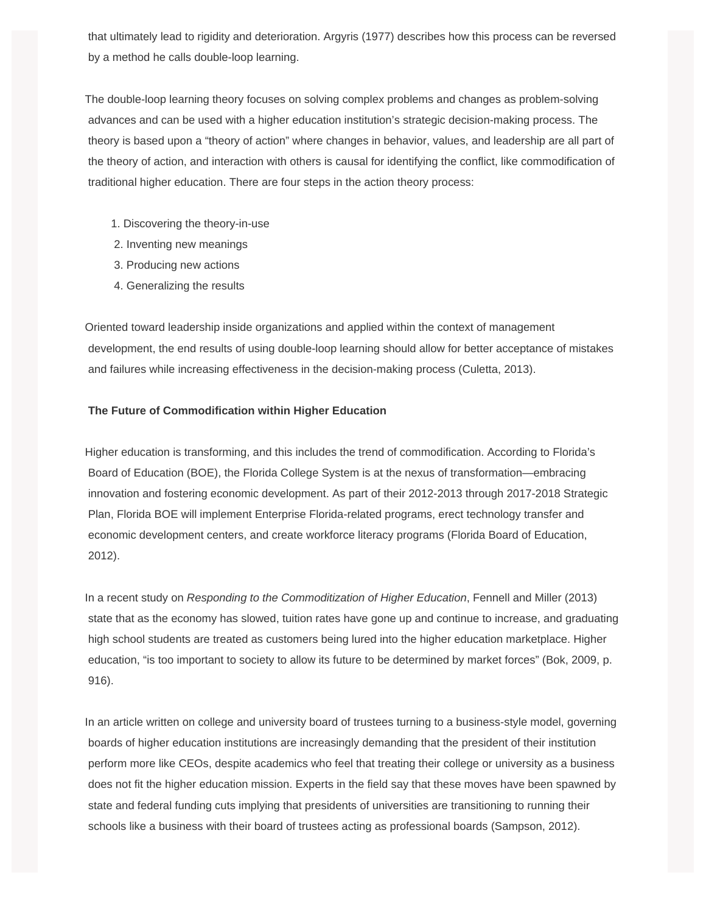that ultimately lead to rigidity and deterioration. Argyris (1977) describes how this process can be reversed by a method he calls double-loop learning.

The double-loop learning theory focuses on solving complex problems and changes as problem-solving advances and can be used with a higher education institution's strategic decision-making process. The theory is based upon a "theory of action" where changes in behavior, values, and leadership are all part of the theory of action, and interaction with others is causal for identifying the conflict, like commodification of traditional higher education. There are four steps in the action theory process:

1. Discovering the theory-in-use
2. Inventing new meanings
3. Producing new actions
4. Generalizing the results

Oriented toward leadership inside organizations and applied within the context of management development, the end results of using double-loop learning should allow for better acceptance of mistakes and failures while increasing effectiveness in the decision-making process (Culetta, 2013).

**The Future of Commodification within Higher Education**

Higher education is transforming, and this includes the trend of commodification. According to Florida's Board of Education (BOE), the Florida College System is at the nexus of transformation—embracing innovation and fostering economic development. As part of their 2012-2013 through 2017-2018 Strategic Plan, Florida BOE will implement Enterprise Florida-related programs, erect technology transfer and economic development centers, and create workforce literacy programs (Florida Board of Education, 2012).

In a recent study on *Responding to the Commoditization of Higher Education*, Fennell and Miller (2013) state that as the economy has slowed, tuition rates have gone up and continue to increase, and graduating high school students are treated as customers being lured into the higher education marketplace. Higher education, "is too important to society to allow its future to be determined by market forces" (Bok, 2009, p. 916).

In an article written on college and university board of trustees turning to a business-style model, governing boards of higher education institutions are increasingly demanding that the president of their institution perform more like CEOs, despite academics who feel that treating their college or university as a business does not fit the higher education mission. Experts in the field say that these moves have been spawned by state and federal funding cuts implying that presidents of universities are transitioning to running their schools like a business with their board of trustees acting as professional boards (Sampson, 2012).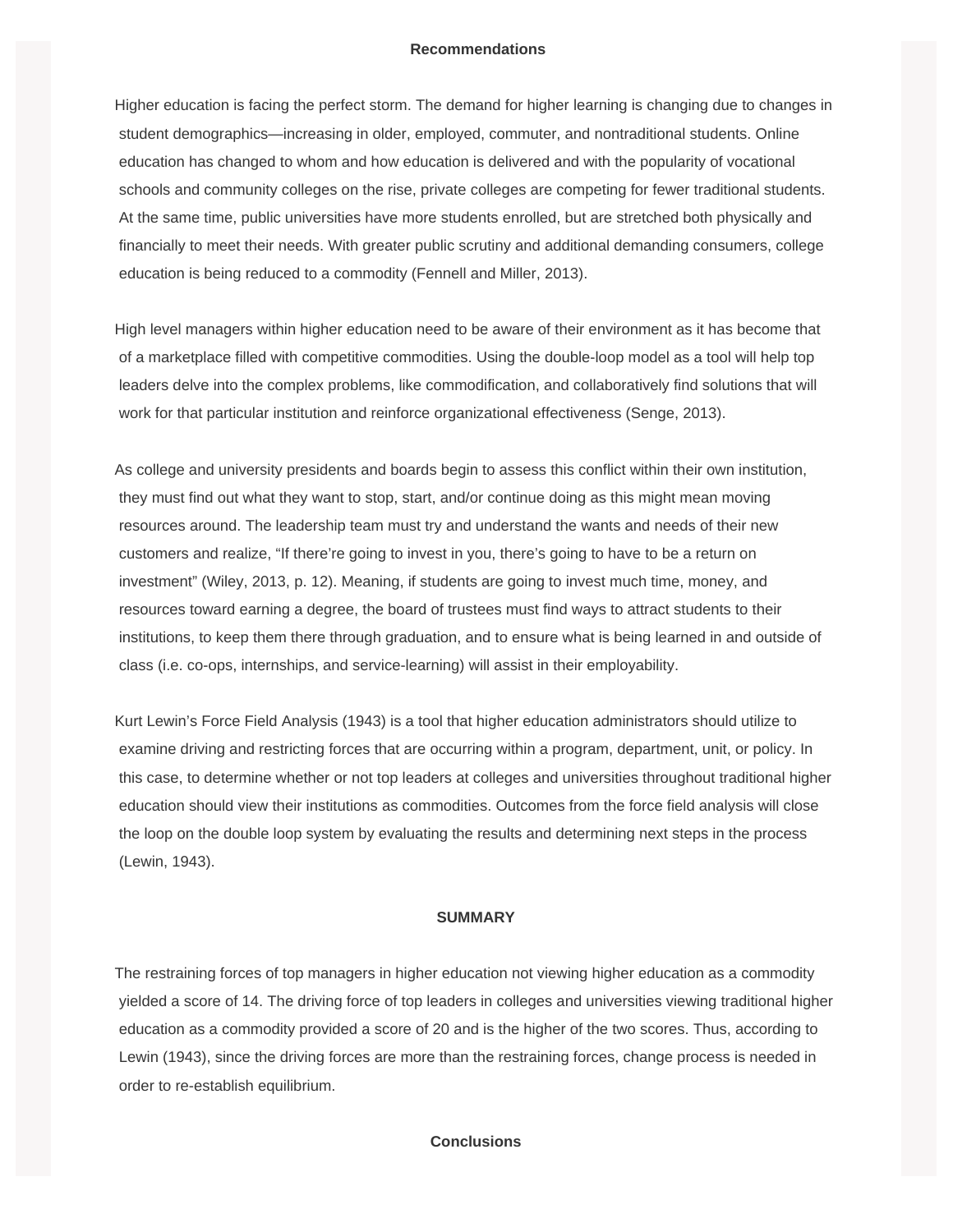## Recommendations

Higher education is facing the perfect storm. The demand for higher learning is changing due to changes in student demographics—increasing in older, employed, commuter, and nontraditional students. Online education has changed to whom and how education is delivered and with the popularity of vocational schools and community colleges on the rise, private colleges are competing for fewer traditional students. At the same time, public universities have more students enrolled, but are stretched both physically and financially to meet their needs. With greater public scrutiny and additional demanding consumers, college education is being reduced to a commodity (Fennell and Miller, 2013).

High level managers within higher education need to be aware of their environment as it has become that of a marketplace filled with competitive commodities. Using the double-loop model as a tool will help top leaders delve into the complex problems, like commodification, and collaboratively find solutions that will work for that particular institution and reinforce organizational effectiveness (Senge, 2013).

As college and university presidents and boards begin to assess this conflict within their own institution, they must find out what they want to stop, start, and/or continue doing as this might mean moving resources around. The leadership team must try and understand the wants and needs of their new customers and realize, "If there're going to invest in you, there's going to have to be a return on investment" (Wiley, 2013, p. 12). Meaning, if students are going to invest much time, money, and resources toward earning a degree, the board of trustees must find ways to attract students to their institutions, to keep them there through graduation, and to ensure what is being learned in and outside of class (i.e. co-ops, internships, and service-learning) will assist in their employability.

Kurt Lewin's Force Field Analysis (1943) is a tool that higher education administrators should utilize to examine driving and restricting forces that are occurring within a program, department, unit, or policy. In this case, to determine whether or not top leaders at colleges and universities throughout traditional higher education should view their institutions as commodities. Outcomes from the force field analysis will close the loop on the double loop system by evaluating the results and determining next steps in the process (Lewin, 1943).

## SUMMARY

The restraining forces of top managers in higher education not viewing higher education as a commodity yielded a score of 14. The driving force of top leaders in colleges and universities viewing traditional higher education as a commodity provided a score of 20 and is the higher of the two scores. Thus, according to Lewin (1943), since the driving forces are more than the restraining forces, change process is needed in order to re-establish equilibrium.

## Conclusions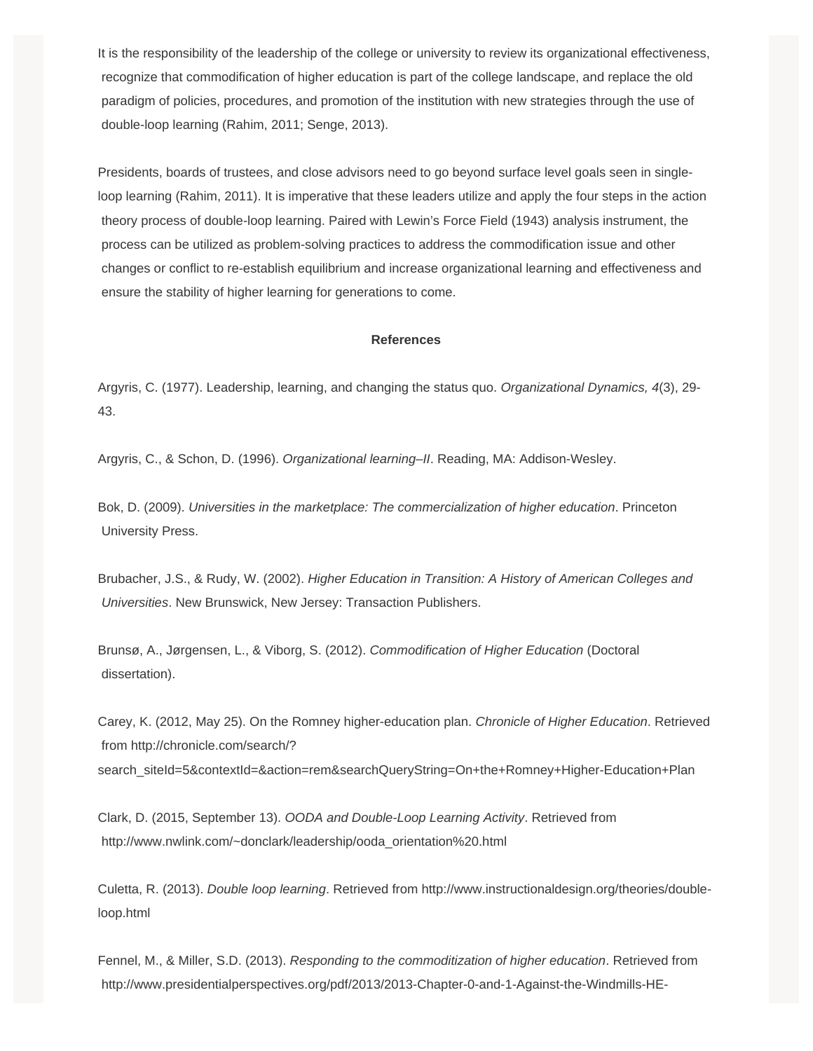It is the responsibility of the leadership of the college or university to review its organizational effectiveness, recognize that commodification of higher education is part of the college landscape, and replace the old paradigm of policies, procedures, and promotion of the institution with new strategies through the use of double-loop learning (Rahim, 2011; Senge, 2013).

Presidents, boards of trustees, and close advisors need to go beyond surface level goals seen in single-loop learning (Rahim, 2011). It is imperative that these leaders utilize and apply the four steps in the action theory process of double-loop learning. Paired with Lewin's Force Field (1943) analysis instrument, the process can be utilized as problem-solving practices to address the commodification issue and other changes or conflict to re-establish equilibrium and increase organizational learning and effectiveness and ensure the stability of higher learning for generations to come.

**References**

Argyris, C. (1977). Leadership, learning, and changing the status quo. *Organizational Dynamics, 4*(3), 29-43.

Argyris, C., & Schon, D. (1996). *Organizational learning–II*. Reading, MA: Addison-Wesley.

Bok, D. (2009). *Universities in the marketplace: The commercialization of higher education*. Princeton University Press.

Brubacher, J.S., & Rudy, W. (2002). *Higher Education in Transition: A History of American Colleges and Universities*. New Brunswick, New Jersey: Transaction Publishers.

Brunsø, A., Jørgensen, L., & Viborg, S. (2012). *Commodification of Higher Education* (Doctoral dissertation).

Carey, K. (2012, May 25). On the Romney higher-education plan. *Chronicle of Higher Education*. Retrieved from http://chronicle.com/search/?search_siteId=5&contextId=&action=rem&searchQueryString=On+the+Romney+Higher-Education+Plan

Clark, D. (2015, September 13). *OODA and Double-Loop Learning Activity*. Retrieved from http://www.nwlink.com/~donclark/leadership/ooda_orientation%20.html

Culetta, R. (2013). *Double loop learning*. Retrieved from http://www.instructionaldesign.org/theories/double-loop.html

Fennel, M., & Miller, S.D. (2013). *Responding to the commoditization of higher education*. Retrieved from http://www.presidentialperspectives.org/pdf/2013/2013-Chapter-0-and-1-Against-the-Windmills-HE-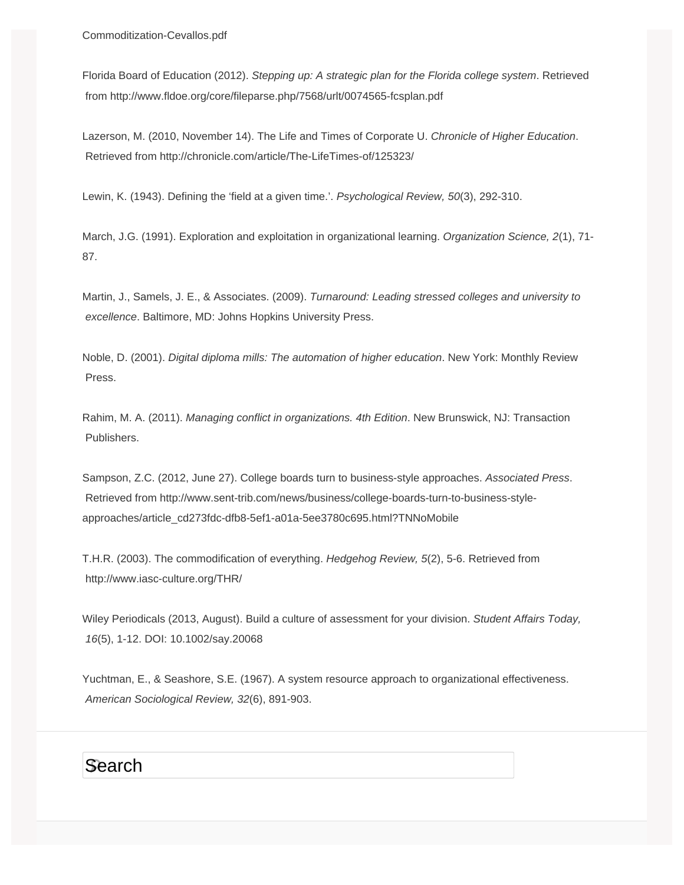Commoditization-Cevallos.pdf

Florida Board of Education (2012). *Stepping up: A strategic plan for the Florida college system*. Retrieved from http://www.fldoe.org/core/fileparse.php/7568/urlt/0074565-fcsplan.pdf

Lazerson, M. (2010, November 14). The Life and Times of Corporate U. *Chronicle of Higher Education*. Retrieved from http://chronicle.com/article/The-LifeTimes-of/125323/

Lewin, K. (1943). Defining the 'field at a given time.'. *Psychological Review, 50*(3), 292-310.

March, J.G. (1991). Exploration and exploitation in organizational learning. *Organization Science, 2*(1), 71-87.

Martin, J., Samels, J. E., & Associates. (2009). *Turnaround: Leading stressed colleges and university to excellence*. Baltimore, MD: Johns Hopkins University Press.

Noble, D. (2001). *Digital diploma mills: The automation of higher education*. New York: Monthly Review Press.

Rahim, M. A. (2011). *Managing conflict in organizations. 4th Edition*. New Brunswick, NJ: Transaction Publishers.

Sampson, Z.C. (2012, June 27). College boards turn to business-style approaches. *Associated Press*. Retrieved from http://www.sent-trib.com/news/business/college-boards-turn-to-business-style-approaches/article_cd273fdc-dfb8-5ef1-a01a-5ee3780c695.html?TNNoMobile

T.H.R. (2003). The commodification of everything. *Hedgehog Review, 5*(2), 5-6. Retrieved from http://www.iasc-culture.org/THR/

Wiley Periodicals (2013, August). Build a culture of assessment for your division. *Student Affairs Today, 16*(5), 1-12. DOI: 10.1002/say.20068

Yuchtman, E., & Seashore, S.E. (1967). A system resource approach to organizational effectiveness. *American Sociological Review, 32*(6), 891-903.

Search